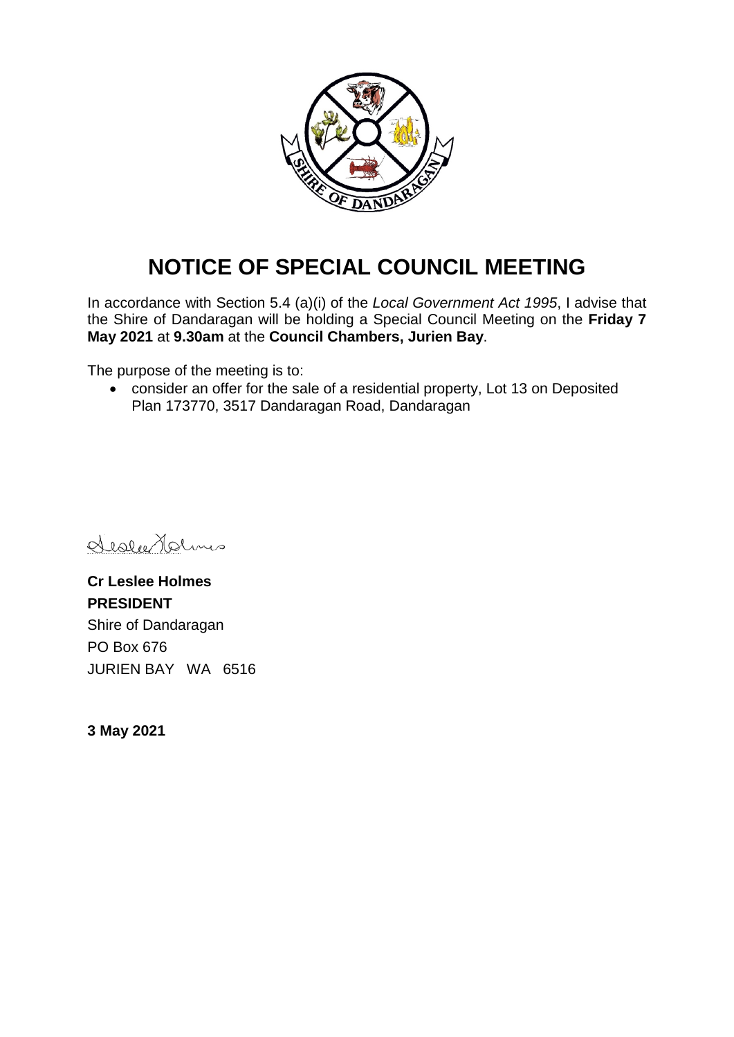# NOTICE OF SPECIAL COUNCIL MEETING

In accordance with Section 5.4 (a)(i) of the *Local Government Act 1995*, I advise that the Shire of Dandaragan will be holding a Special Council Meeting on the **Friday 7 May 2021** at **9.30am** at the **Council Chambers, Jurien Bay**.

The purpose of the meeting is to:

- consider an offer for the sale of a residential property, Lot 13 on Deposited Plan 173770, 3517 Dandaragan Road, Dandaragan

**Cr Leslee Holmes**
**PRESIDENT**
Shire of Dandaragan
PO Box 676
JURIEN BAY WA 6516

**3 May 2021**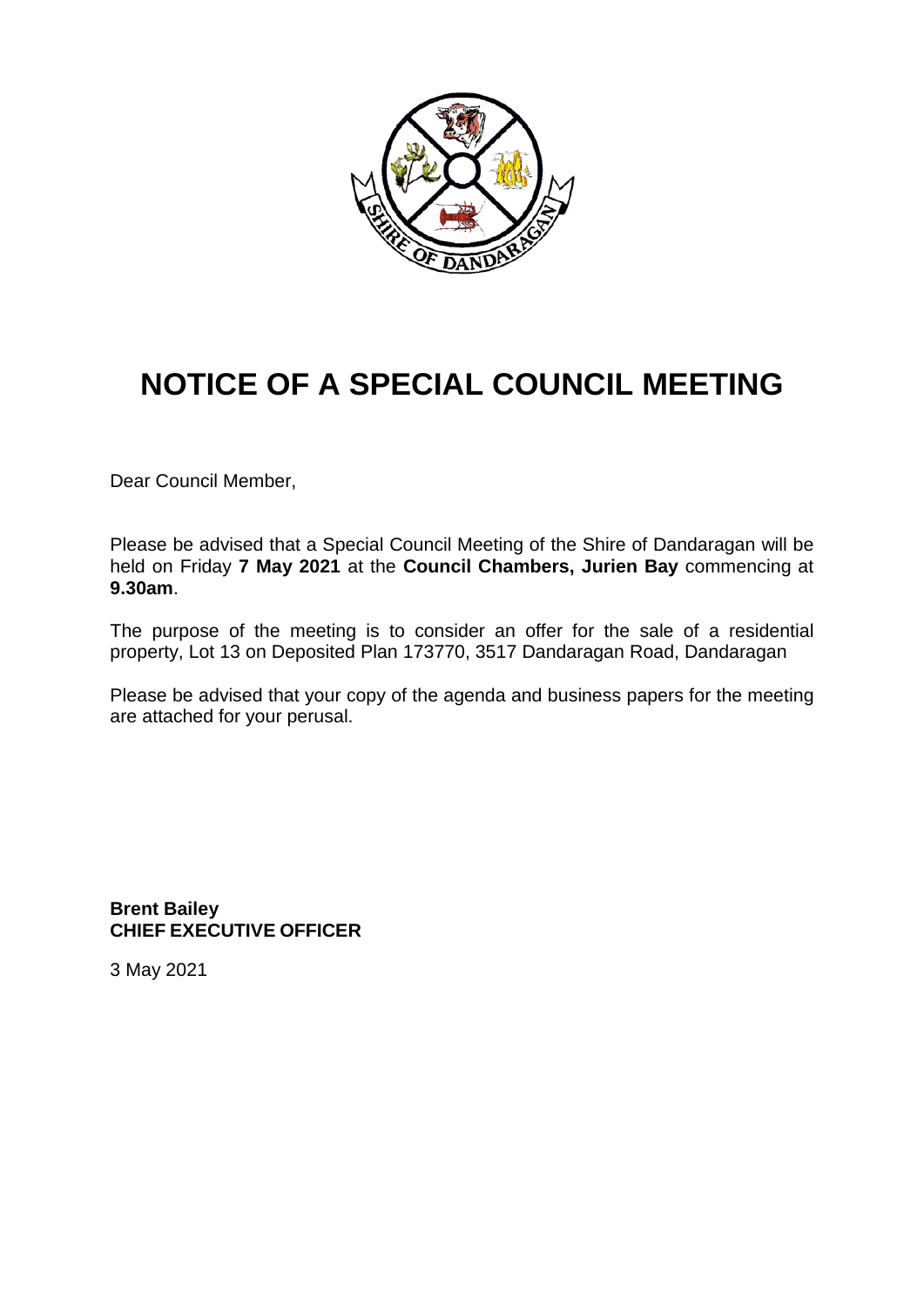# NOTICE OF A SPECIAL COUNCIL MEETING

Dear Council Member,

Please be advised that a Special Council Meeting of the Shire of Dandaragan will be held on Friday **7 May 2021** at the **Council Chambers, Jurien Bay** commencing at **9.30am**.

The purpose of the meeting is to consider an offer for the sale of a residential property, Lot 13 on Deposited Plan 173770, 3517 Dandaragan Road, Dandaragan

Please be advised that your copy of the agenda and business papers for the meeting are attached for your perusal.

**Brent Bailey**
**CHIEF EXECUTIVE OFFICER**

3 May 2021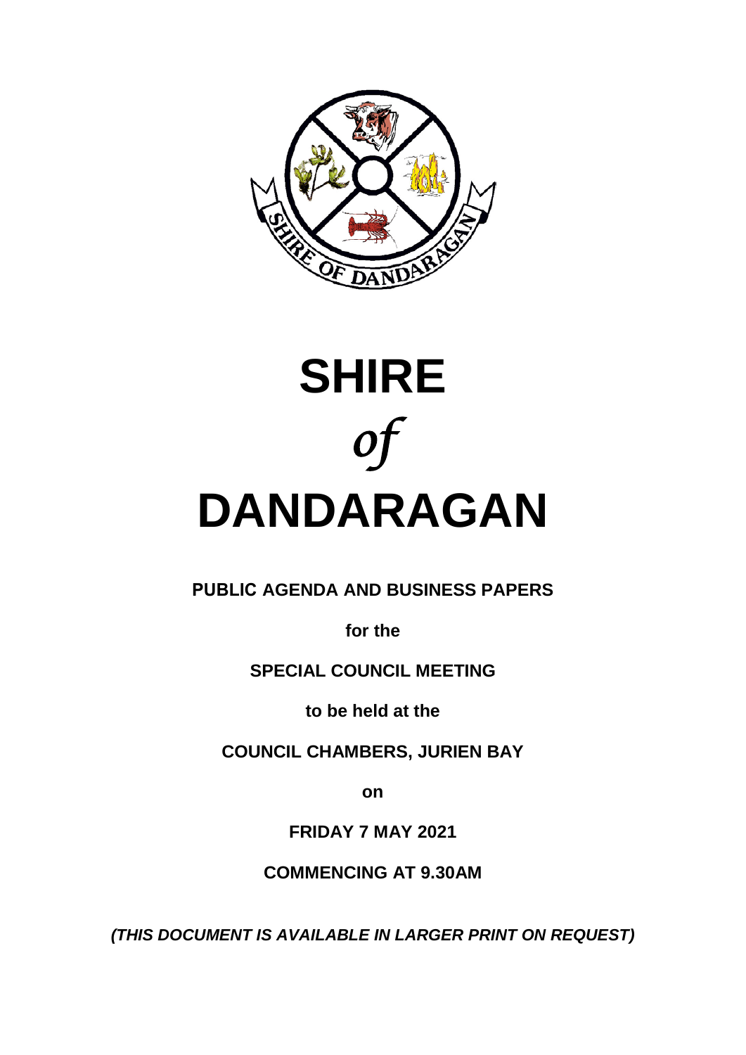# SHIRE

*of*

# DANDARAGAN

**PUBLIC AGENDA AND BUSINESS PAPERS**

**for the**

**SPECIAL COUNCIL MEETING**

**to be held at the**

**COUNCIL CHAMBERS, JURIEN BAY**

**on**

**FRIDAY 7 MAY 2021**

**COMMENCING AT 9.30AM**

***(THIS DOCUMENT IS AVAILABLE IN LARGER PRINT ON REQUEST)***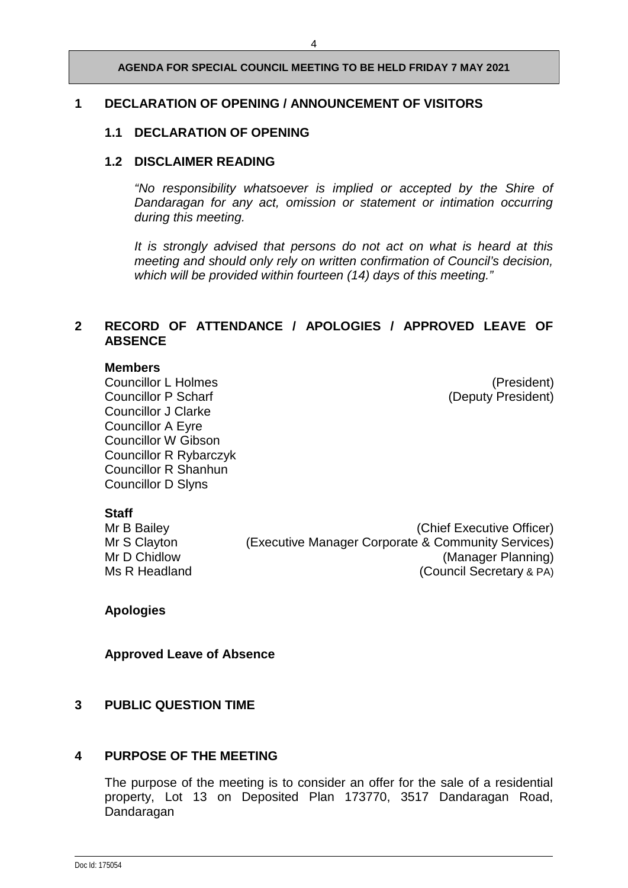**AGENDA FOR SPECIAL COUNCIL MEETING TO BE HELD FRIDAY 7 MAY 2021**

## 1 DECLARATION OF OPENING / ANNOUNCEMENT OF VISITORS

### 1.1 DECLARATION OF OPENING

### 1.2 DISCLAIMER READING

*"No responsibility whatsoever is implied or accepted by the Shire of Dandaragan for any act, omission or statement or intimation occurring during this meeting.*

*It is strongly advised that persons do not act on what is heard at this meeting and should only rely on written confirmation of Council's decision, which will be provided within fourteen (14) days of this meeting."*

## 2 RECORD OF ATTENDANCE / APOLOGIES / APPROVED LEAVE OF ABSENCE

**Members**

| | |
|---|---|
| Councillor L Holmes | (President) |
| Councillor P Scharf | (Deputy President) |
| Councillor J Clarke | |
| Councillor A Eyre | |
| Councillor W Gibson | |
| Councillor R Rybarczyk | |
| Councillor R Shanhun | |
| Councillor D Slyns | |

**Staff**

| | |
|---|---|
| Mr B Bailey | (Chief Executive Officer) |
| Mr S Clayton | (Executive Manager Corporate & Community Services) |
| Mr D Chidlow | (Manager Planning) |
| Ms R Headland | (Council Secretary & PA) |

**Apologies**

**Approved Leave of Absence**

## 3 PUBLIC QUESTION TIME

## 4 PURPOSE OF THE MEETING

The purpose of the meeting is to consider an offer for the sale of a residential property, Lot 13 on Deposited Plan 173770, 3517 Dandaragan Road, Dandaragan

Doc Id: 175054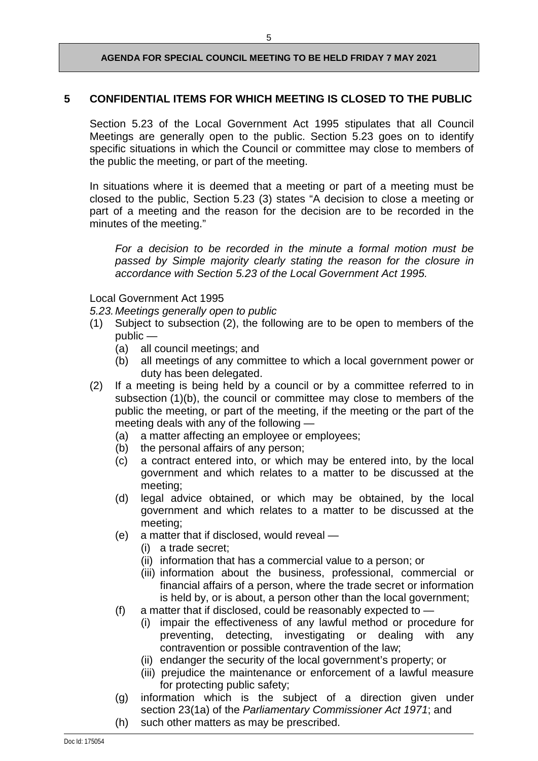## 5 CONFIDENTIAL ITEMS FOR WHICH MEETING IS CLOSED TO THE PUBLIC

Section 5.23 of the Local Government Act 1995 stipulates that all Council Meetings are generally open to the public. Section 5.23 goes on to identify specific situations in which the Council or committee may close to members of the public the meeting, or part of the meeting.

In situations where it is deemed that a meeting or part of a meeting must be closed to the public, Section 5.23 (3) states "A decision to close a meeting or part of a meeting and the reason for the decision are to be recorded in the minutes of the meeting."

> *For a decision to be recorded in the minute a formal motion must be passed by Simple majority clearly stating the reason for the closure in accordance with Section 5.23 of the Local Government Act 1995.*

Local Government Act 1995

*5.23. Meetings generally open to public*

(1) Subject to subsection (2), the following are to be open to members of the public —
   - (a) all council meetings; and
   - (b) all meetings of any committee to which a local government power or duty has been delegated.

(2) If a meeting is being held by a council or by a committee referred to in subsection (1)(b), the council or committee may close to members of the public the meeting, or part of the meeting, if the meeting or the part of the meeting deals with any of the following —
   - (a) a matter affecting an employee or employees;
   - (b) the personal affairs of any person;
   - (c) a contract entered into, or which may be entered into, by the local government and which relates to a matter to be discussed at the meeting;
   - (d) legal advice obtained, or which may be obtained, by the local government and which relates to a matter to be discussed at the meeting;
   - (e) a matter that if disclosed, would reveal —
     - (i) a trade secret;
     - (ii) information that has a commercial value to a person; or
     - (iii) information about the business, professional, commercial or financial affairs of a person, where the trade secret or information is held by, or is about, a person other than the local government;
   - (f) a matter that if disclosed, could be reasonably expected to —
     - (i) impair the effectiveness of any lawful method or procedure for preventing, detecting, investigating or dealing with any contravention or possible contravention of the law;
     - (ii) endanger the security of the local government's property; or
     - (iii) prejudice the maintenance or enforcement of a lawful measure for protecting public safety;
   - (g) information which is the subject of a direction given under section 23(1a) of the *Parliamentary Commissioner Act 1971*; and
   - (h) such other matters as may be prescribed.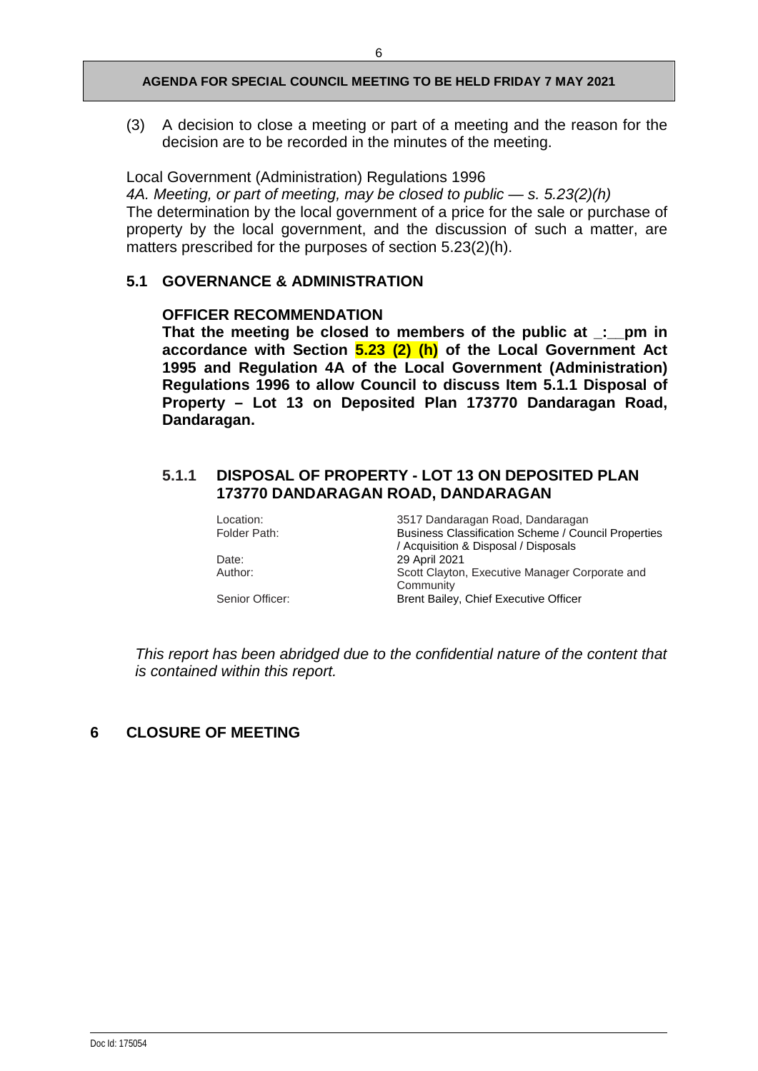(3) A decision to close a meeting or part of a meeting and the reason for the decision are to be recorded in the minutes of the meeting.

Local Government (Administration) Regulations 1996

*4A. Meeting, or part of meeting, may be closed to public — s. 5.23(2)(h)*

The determination by the local government of a price for the sale or purchase of property by the local government, and the discussion of such a matter, are matters prescribed for the purposes of section 5.23(2)(h).

## 5.1 GOVERNANCE & ADMINISTRATION

**OFFICER RECOMMENDATION**

**That the meeting be closed to members of the public at _:__pm in accordance with Section 5.23 (2) (h) of the Local Government Act 1995 and Regulation 4A of the Local Government (Administration) Regulations 1996 to allow Council to discuss Item 5.1.1 Disposal of Property – Lot 13 on Deposited Plan 173770 Dandaragan Road, Dandaragan.**

### 5.1.1 DISPOSAL OF PROPERTY - LOT 13 ON DEPOSITED PLAN 173770 DANDARAGAN ROAD, DANDARAGAN

| | |
|---|---|
| Location: | 3517 Dandaragan Road, Dandaragan |
| Folder Path: | Business Classification Scheme / Council Properties / Acquisition & Disposal / Disposals |
| Date: | 29 April 2021 |
| Author: | Scott Clayton, Executive Manager Corporate and Community |
| Senior Officer: | Brent Bailey, Chief Executive Officer |

*This report has been abridged due to the confidential nature of the content that is contained within this report.*

## 6 CLOSURE OF MEETING